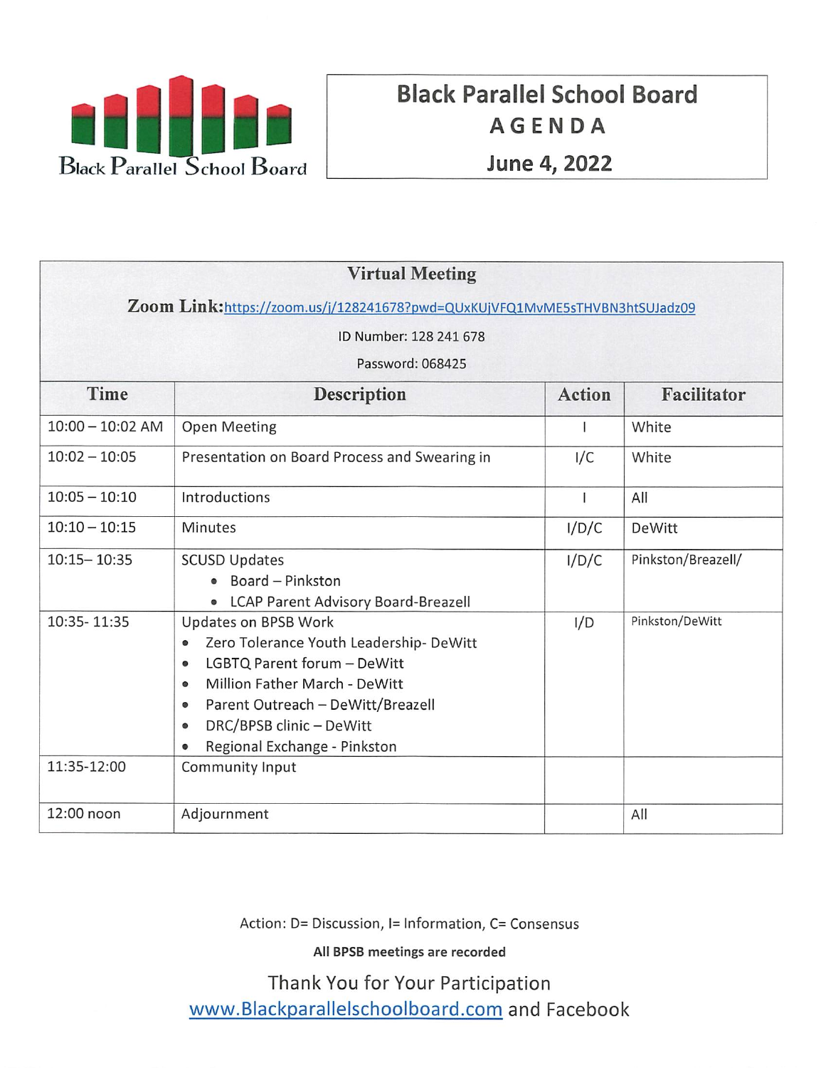Black Parallel School Board

# Black Parallel School Board

## AGENDA

## June 4, 2022

| Virtual Meeting | | | |
|---|---|---|---|
| **Zoom Link:** https://zoom.us/j/128241678?pwd=QUxKUjVFQ1MvME5sTHVBN3htSUJadz09 | | | |
| ID Number: 128 241 678 | | | |
| Password: 068425 | | | |

| Time | Description | Action | Facilitator |
|---|---|---|---|
| 10:00 – 10:02 AM | Open Meeting | I | White |
| 10:02 – 10:05 | Presentation on Board Process and Swearing in | I/C | White |
| 10:05 – 10:10 | Introductions | I | All |
| 10:10 – 10:15 | Minutes | I/D/C | DeWitt |
| 10:15– 10:35 | SCUSD Updates<br>• Board – Pinkston<br>• LCAP Parent Advisory Board-Breazell | I/D/C | Pinkston/Breazell/ |
| 10:35- 11:35 | Updates on BPSB Work<br>• Zero Tolerance Youth Leadership- DeWitt<br>• LGBTQ Parent forum – DeWitt<br>• Million Father March - DeWitt<br>• Parent Outreach – DeWitt/Breazell<br>• DRC/BPSB clinic – DeWitt<br>• Regional Exchange - Pinkston | I/D | Pinkston/DeWitt |
| 11:35-12:00 | Community Input | | |
| 12:00 noon | Adjournment | | All |

Action: D= Discussion, I= Information, C= Consensus

**All BPSB meetings are recorded**

Thank You for Your Participation

www.Blackparallelschoolboard.com and Facebook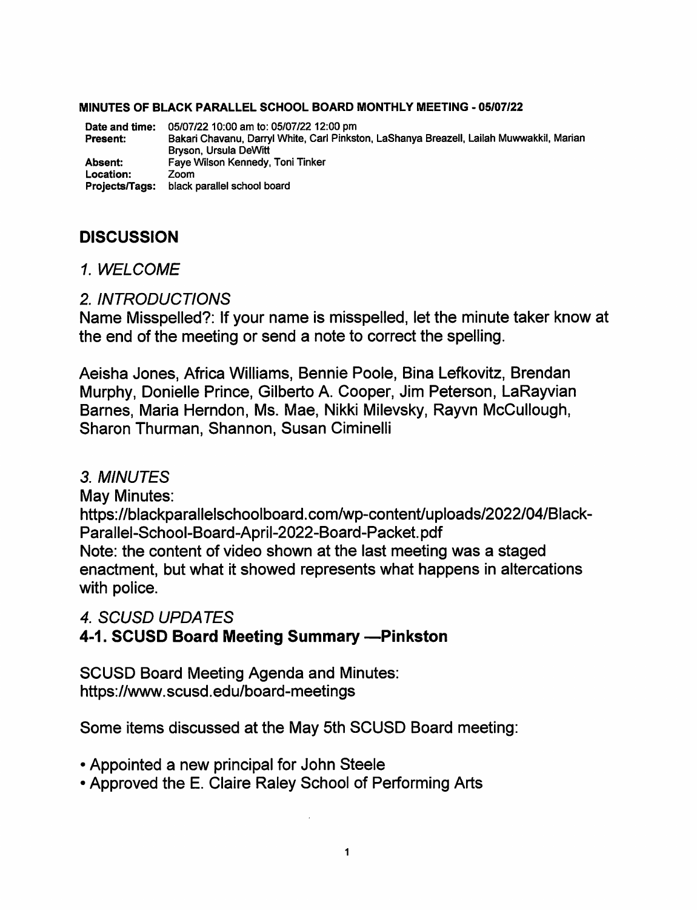**MINUTES OF BLACK PARALLEL SCHOOL BOARD MONTHLY MEETING - 05/07/22**

| | |
|---|---|
| **Date and time:** | 05/07/22 10:00 am to: 05/07/22 12:00 pm |
| **Present:** | Bakari Chavanu, Darryl White, Carl Pinkston, LaShanya Breazell, Lailah Muwwakkil, Marian Bryson, Ursula DeWitt |
| **Absent:** | Faye Wilson Kennedy, Toni Tinker |
| **Location:** | Zoom |
| **Projects/Tags:** | black parallel school board |

## DISCUSSION

### *1. WELCOME*

### *2. INTRODUCTIONS*

Name Misspelled?: If your name is misspelled, let the minute taker know at the end of the meeting or send a note to correct the spelling.

Aeisha Jones, Africa Williams, Bennie Poole, Bina Lefkovitz, Brendan Murphy, Donielle Prince, Gilberto A. Cooper, Jim Peterson, LaRayvian Barnes, Maria Herndon, Ms. Mae, Nikki Milevsky, Rayvn McCullough, Sharon Thurman, Shannon, Susan Ciminelli

### *3. MINUTES*

May Minutes:
https://blackparallelschoolboard.com/wp-content/uploads/2022/04/Black-Parallel-School-Board-April-2022-Board-Packet.pdf
Note: the content of video shown at the last meeting was a staged enactment, but what it showed represents what happens in altercations with police.

### *4. SCUSD UPDATES*

#### 4-1. SCUSD Board Meeting Summary —Pinkston

SCUSD Board Meeting Agenda and Minutes:
https://www.scusd.edu/board-meetings

Some items discussed at the May 5th SCUSD Board meeting:

- Appointed a new principal for John Steele
- Approved the E. Claire Raley School of Performing Arts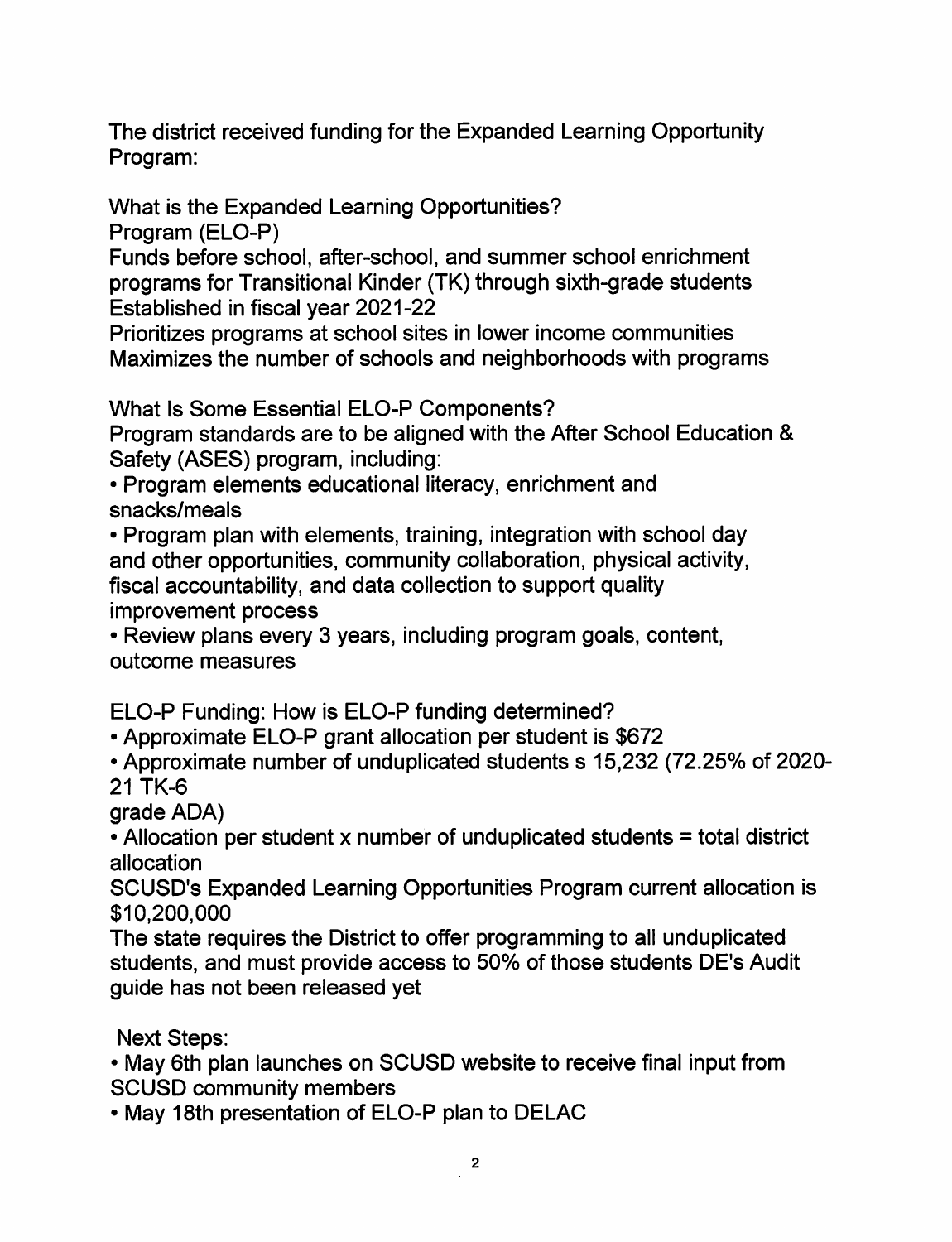The district received funding for the Expanded Learning Opportunity Program:

What is the Expanded Learning Opportunities?
Program (ELO-P)
Funds before school, after-school, and summer school enrichment programs for Transitional Kinder (TK) through sixth-grade students
Established in fiscal year 2021-22
Prioritizes programs at school sites in lower income communities
Maximizes the number of schools and neighborhoods with programs

What Is Some Essential ELO-P Components?
Program standards are to be aligned with the After School Education & Safety (ASES) program, including:

- Program elements educational literacy, enrichment and snacks/meals
- Program plan with elements, training, integration with school day and other opportunities, community collaboration, physical activity, fiscal accountability, and data collection to support quality improvement process
- Review plans every 3 years, including program goals, content, outcome measures

ELO-P Funding: How is ELO-P funding determined?

- Approximate ELO-P grant allocation per student is $672
- Approximate number of unduplicated students s 15,232 (72.25% of 2020-21 TK-6 grade ADA)
- Allocation per student x number of unduplicated students = total district allocation

SCUSD's Expanded Learning Opportunities Program current allocation is $10,200,000
The state requires the District to offer programming to all unduplicated students, and must provide access to 50% of those students DE's Audit guide has not been released yet

Next Steps:

- May 6th plan launches on SCUSD website to receive final input from SCUSD community members
- May 18th presentation of ELO-P plan to DELAC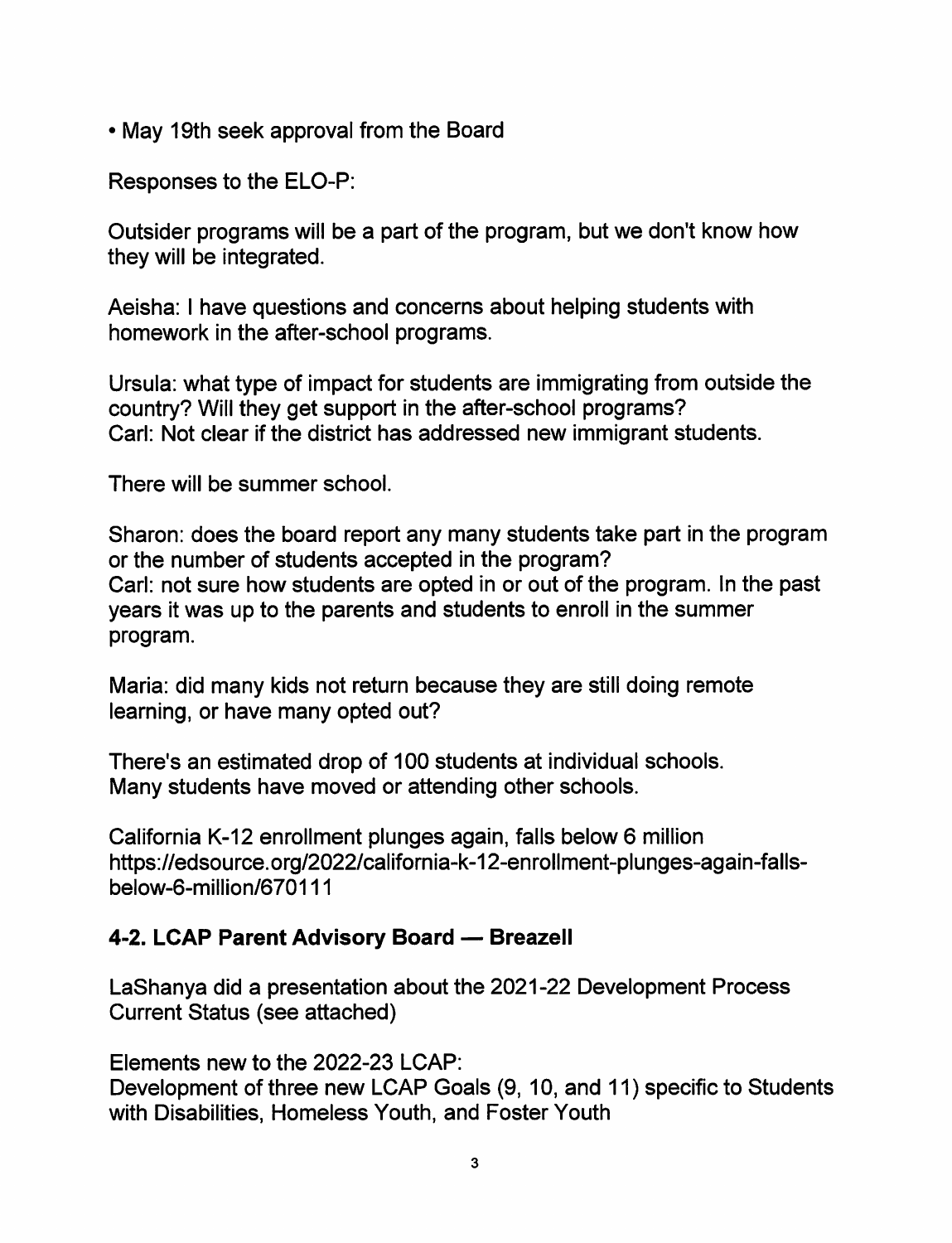- May 19th seek approval from the Board

Responses to the ELO-P:

Outsider programs will be a part of the program, but we don't know how they will be integrated.

Aeisha: I have questions and concerns about helping students with homework in the after-school programs.

Ursula: what type of impact for students are immigrating from outside the country? Will they get support in the after-school programs?
Carl: Not clear if the district has addressed new immigrant students.

There will be summer school.

Sharon: does the board report any many students take part in the program or the number of students accepted in the program?
Carl: not sure how students are opted in or out of the program. In the past years it was up to the parents and students to enroll in the summer program.

Maria: did many kids not return because they are still doing remote learning, or have many opted out?

There's an estimated drop of 100 students at individual schools.
Many students have moved or attending other schools.

California K-12 enrollment plunges again, falls below 6 million
https://edsource.org/2022/california-k-12-enrollment-plunges-again-falls-below-6-million/670111

### 4-2. LCAP Parent Advisory Board — Breazell

LaShanya did a presentation about the 2021-22 Development Process Current Status (see attached)

Elements new to the 2022-23 LCAP:
Development of three new LCAP Goals (9, 10, and 11) specific to Students with Disabilities, Homeless Youth, and Foster Youth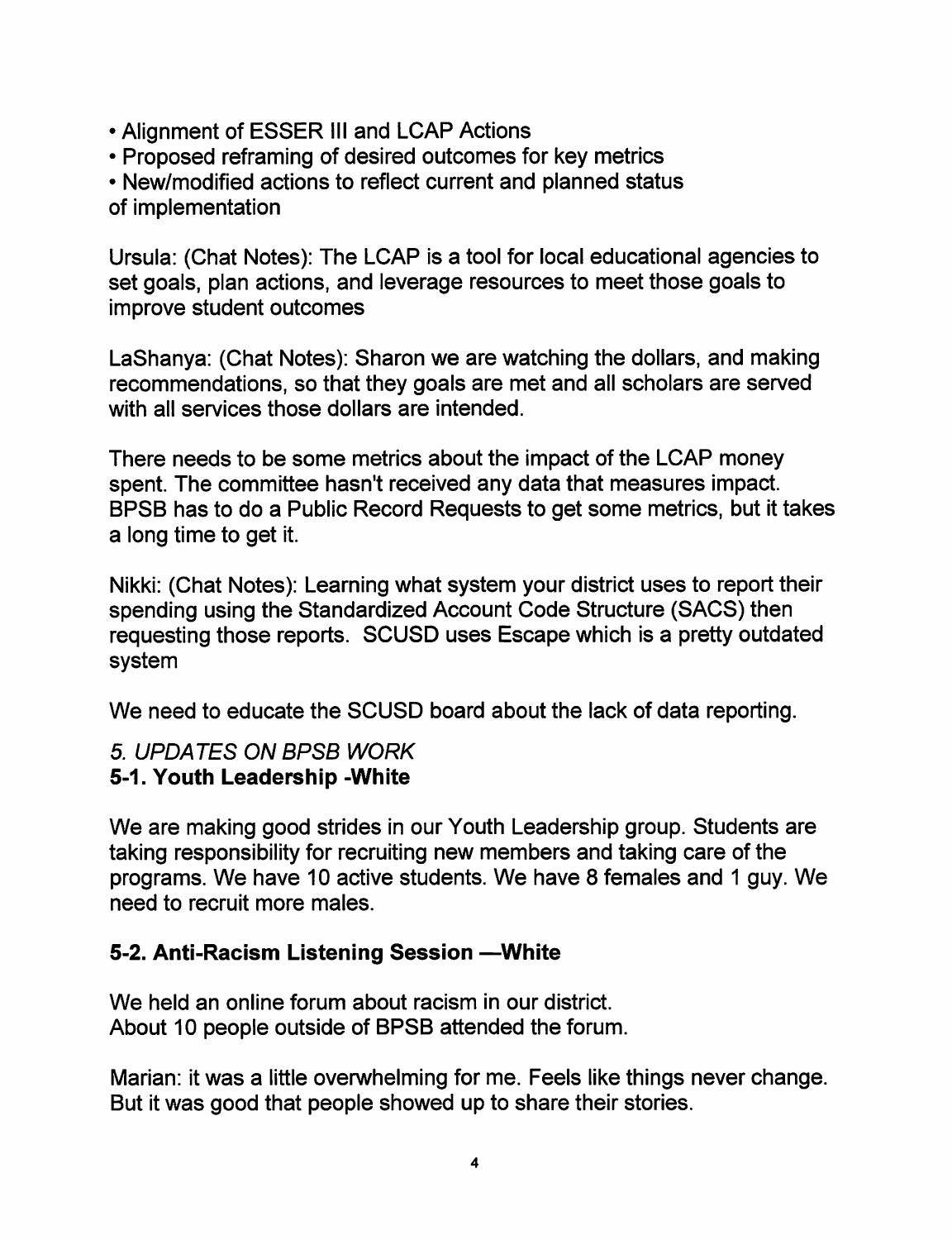- Alignment of ESSER III and LCAP Actions
- Proposed reframing of desired outcomes for key metrics
- New/modified actions to reflect current and planned status of implementation

Ursula: (Chat Notes): The LCAP is a tool for local educational agencies to set goals, plan actions, and leverage resources to meet those goals to improve student outcomes

LaShanya: (Chat Notes): Sharon we are watching the dollars, and making recommendations, so that they goals are met and all scholars are served with all services those dollars are intended.

There needs to be some metrics about the impact of the LCAP money spent. The committee hasn't received any data that measures impact. BPSB has to do a Public Record Requests to get some metrics, but it takes a long time to get it.

Nikki: (Chat Notes): Learning what system your district uses to report their spending using the Standardized Account Code Structure (SACS) then requesting those reports. SCUSD uses Escape which is a pretty outdated system

We need to educate the SCUSD board about the lack of data reporting.

*5. UPDATES ON BPSB WORK*

**5-1. Youth Leadership -White**

We are making good strides in our Youth Leadership group. Students are taking responsibility for recruiting new members and taking care of the programs. We have 10 active students. We have 8 females and 1 guy. We need to recruit more males.

**5-2. Anti-Racism Listening Session —White**

We held an online forum about racism in our district.
About 10 people outside of BPSB attended the forum.

Marian: it was a little overwhelming for me. Feels like things never change. But it was good that people showed up to share their stories.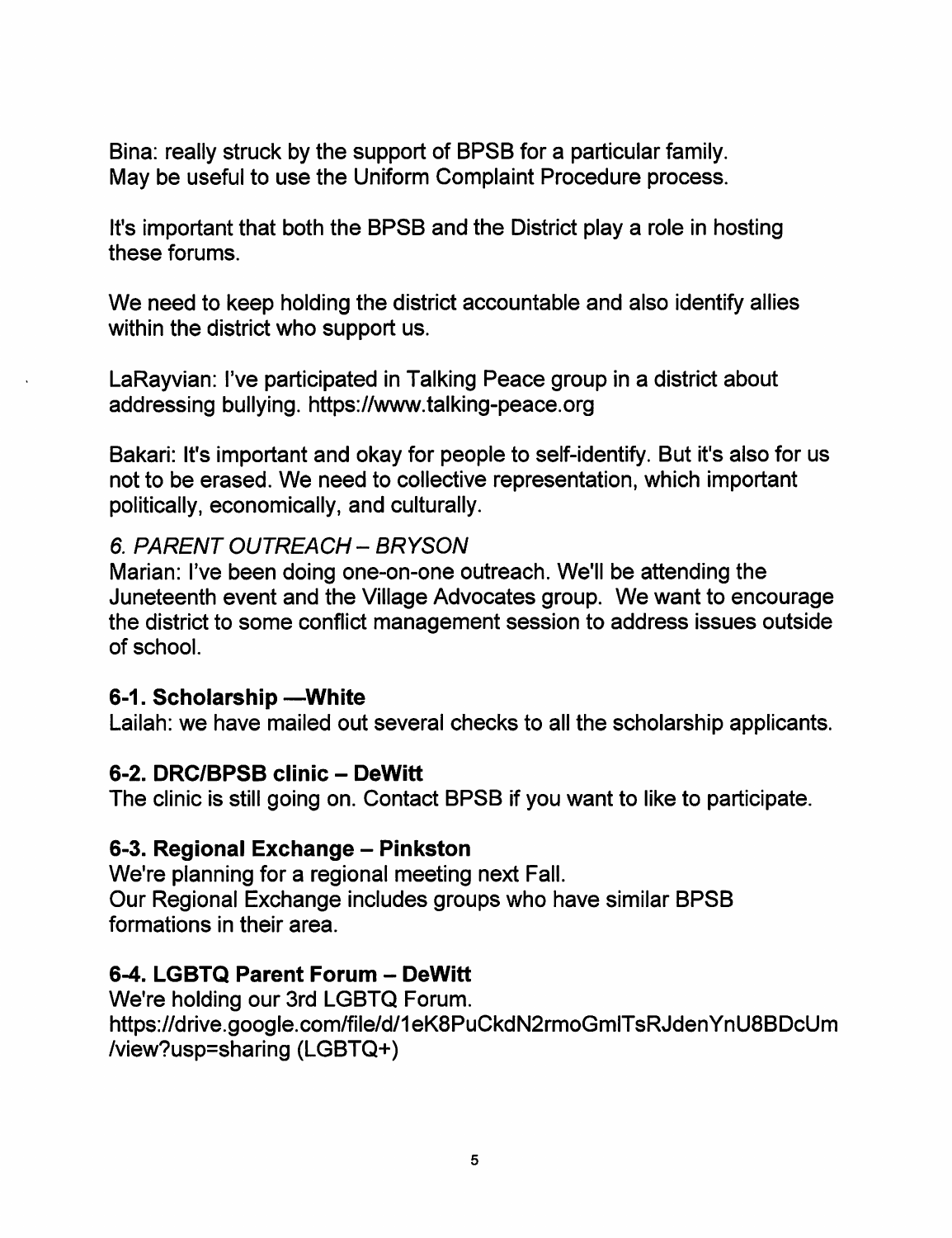Bina: really struck by the support of BPSB for a particular family. May be useful to use the Uniform Complaint Procedure process.

It's important that both the BPSB and the District play a role in hosting these forums.

We need to keep holding the district accountable and also identify allies within the district who support us.

LaRayvian: I've participated in Talking Peace group in a district about addressing bullying. https://www.talking-peace.org

Bakari: It's important and okay for people to self-identify. But it's also for us not to be erased. We need to collective representation, which important politically, economically, and culturally.

*6. PARENT OUTREACH – BRYSON*

Marian: I've been doing one-on-one outreach. We'll be attending the Juneteenth event and the Village Advocates group. We want to encourage the district to some conflict management session to address issues outside of school.

**6-1. Scholarship —White**

Lailah: we have mailed out several checks to all the scholarship applicants.

**6-2. DRC/BPSB clinic – DeWitt**

The clinic is still going on. Contact BPSB if you want to like to participate.

**6-3. Regional Exchange – Pinkston**

We're planning for a regional meeting next Fall.
Our Regional Exchange includes groups who have similar BPSB formations in their area.

**6-4. LGBTQ Parent Forum – DeWitt**

We're holding our 3rd LGBTQ Forum.
https://drive.google.com/file/d/1eK8PuCkdN2rmoGmITsRJdenYnU8BDcUm/view?usp=sharing (LGBTQ+)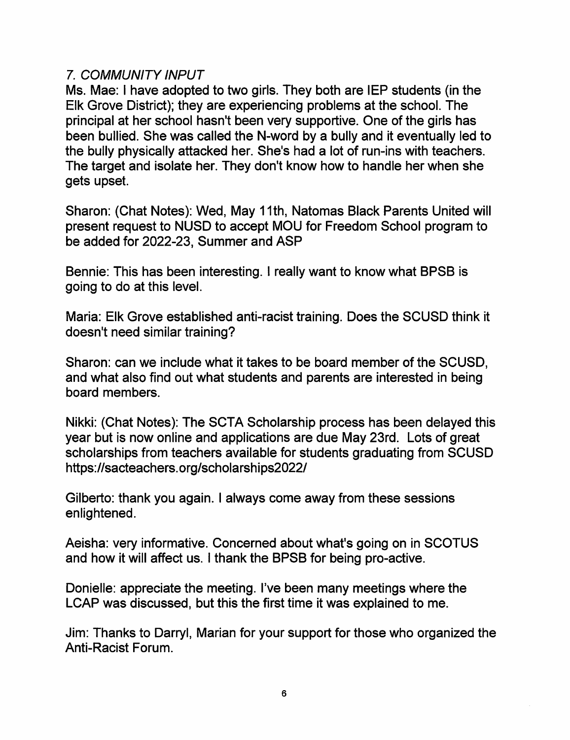## *7. COMMUNITY INPUT*

Ms. Mae: I have adopted to two girls. They both are IEP students (in the Elk Grove District); they are experiencing problems at the school. The principal at her school hasn't been very supportive. One of the girls has been bullied. She was called the N-word by a bully and it eventually led to the bully physically attacked her. She's had a lot of run-ins with teachers. The target and isolate her. They don't know how to handle her when she gets upset.

Sharon: (Chat Notes): Wed, May 11th, Natomas Black Parents United will present request to NUSD to accept MOU for Freedom School program to be added for 2022-23, Summer and ASP

Bennie: This has been interesting. I really want to know what BPSB is going to do at this level.

Maria: Elk Grove established anti-racist training. Does the SCUSD think it doesn't need similar training?

Sharon: can we include what it takes to be board member of the SCUSD, and what also find out what students and parents are interested in being board members.

Nikki: (Chat Notes): The SCTA Scholarship process has been delayed this year but is now online and applications are due May 23rd. Lots of great scholarships from teachers available for students graduating from SCUSD https://sacteachers.org/scholarships2022/

Gilberto: thank you again. I always come away from these sessions enlightened.

Aeisha: very informative. Concerned about what's going on in SCOTUS and how it will affect us. I thank the BPSB for being pro-active.

Donielle: appreciate the meeting. I've been many meetings where the LCAP was discussed, but this the first time it was explained to me.

Jim: Thanks to Darryl, Marian for your support for those who organized the Anti-Racist Forum.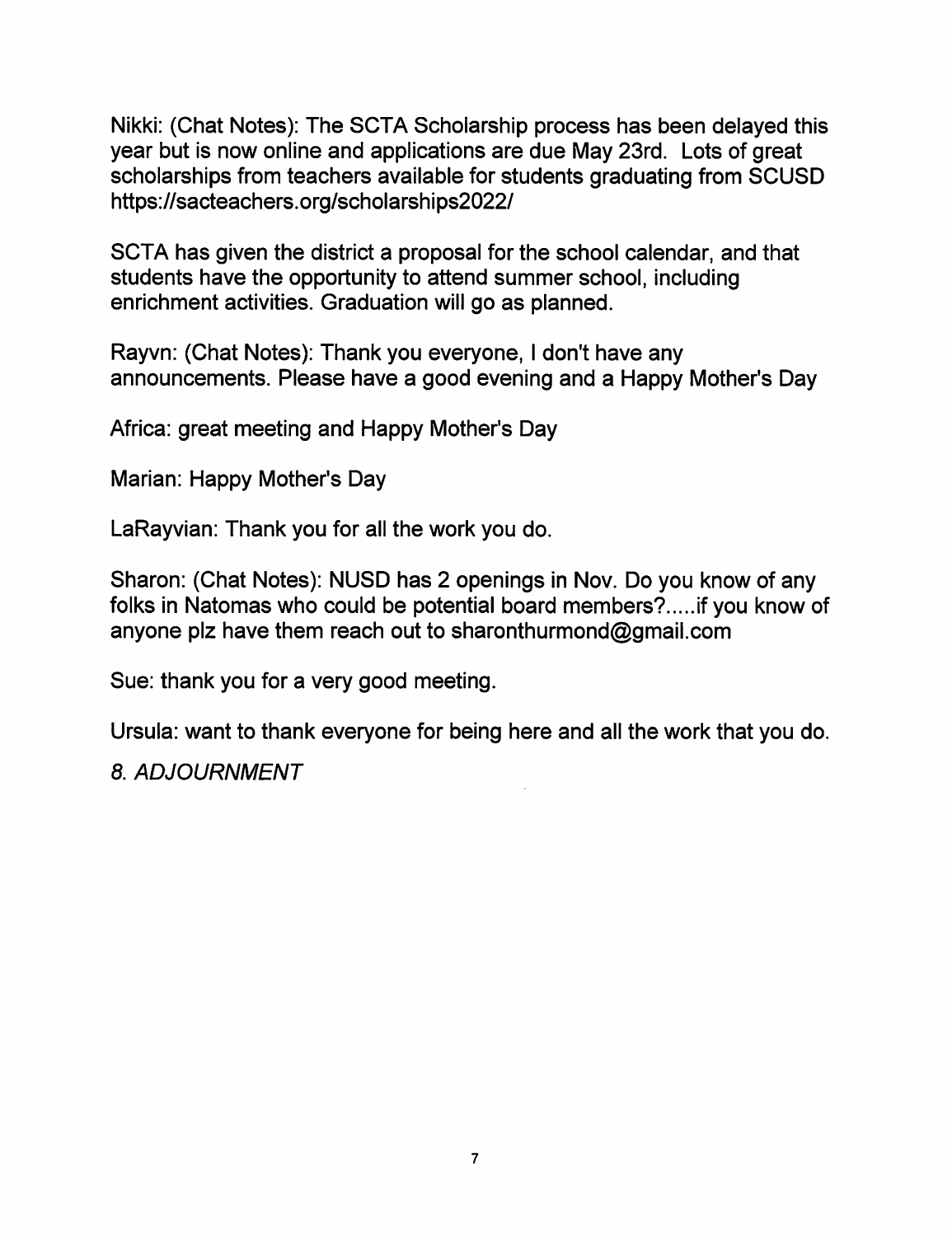Nikki: (Chat Notes): The SCTA Scholarship process has been delayed this year but is now online and applications are due May 23rd. Lots of great scholarships from teachers available for students graduating from SCUSD https://sacteachers.org/scholarships2022/

SCTA has given the district a proposal for the school calendar, and that students have the opportunity to attend summer school, including enrichment activities. Graduation will go as planned.

Rayvn: (Chat Notes): Thank you everyone, I don't have any announcements. Please have a good evening and a Happy Mother's Day

Africa: great meeting and Happy Mother's Day

Marian: Happy Mother's Day

LaRayvian: Thank you for all the work you do.

Sharon: (Chat Notes): NUSD has 2 openings in Nov. Do you know of any folks in Natomas who could be potential board members?.....if you know of anyone plz have them reach out to sharonthurmond@gmail.com

Sue: thank you for a very good meeting.

Ursula: want to thank everyone for being here and all the work that you do.

*8. ADJOURNMENT*